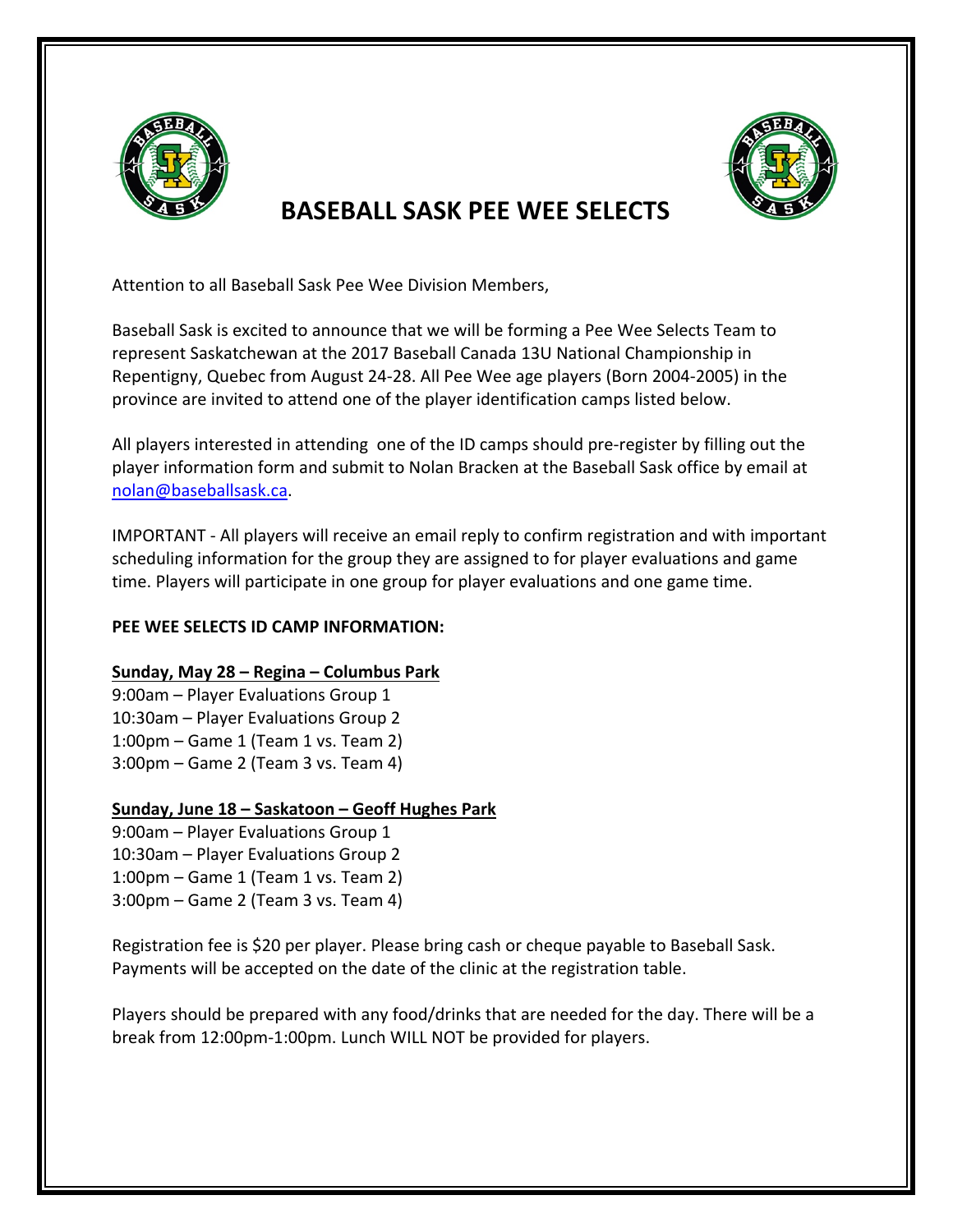# BASEBALL SASK PEE WEE SELECTS

Attention to all Baseball Sask Pee Wee Division Members,

Baseball Sask is excited to announce that we will be forming a Pee Wee Selects Team to represent Saskatchewan at the 2017 Baseball Canada 13U National Championship in Repentigny, Quebec from August 24-28. All Pee Wee age players (Born 2004-2005) in the province are invited to attend one of the player identification camps listed below.

All players interested in attending one of the ID camps should pre-register by filling out the player information form and submit to Nolan Bracken at the Baseball Sask office by email at nolan@baseballsask.ca.

IMPORTANT - All players will receive an email reply to confirm registration and with important scheduling information for the group they are assigned to for player evaluations and game time. Players will participate in one group for player evaluations and one game time.

**PEE WEE SELECTS ID CAMP INFORMATION:**

**Sunday, May 28 – Regina – Columbus Park**

9:00am – Player Evaluations Group 1
10:30am – Player Evaluations Group 2
1:00pm – Game 1 (Team 1 vs. Team 2)
3:00pm – Game 2 (Team 3 vs. Team 4)

**Sunday, June 18 – Saskatoon – Geoff Hughes Park**

9:00am – Player Evaluations Group 1
10:30am – Player Evaluations Group 2
1:00pm – Game 1 (Team 1 vs. Team 2)
3:00pm – Game 2 (Team 3 vs. Team 4)

Registration fee is $20 per player. Please bring cash or cheque payable to Baseball Sask. Payments will be accepted on the date of the clinic at the registration table.

Players should be prepared with any food/drinks that are needed for the day. There will be a break from 12:00pm-1:00pm. Lunch WILL NOT be provided for players.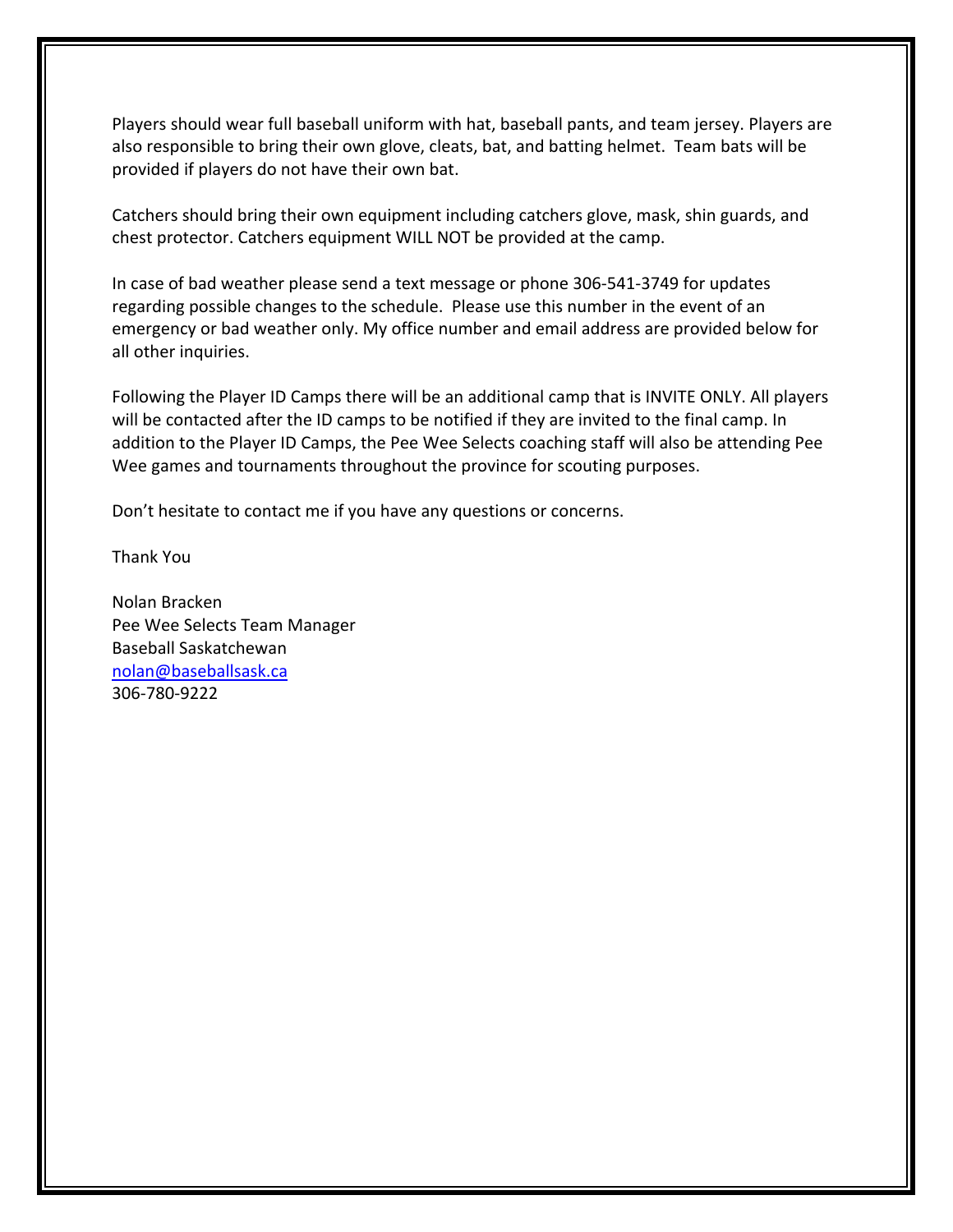Players should wear full baseball uniform with hat, baseball pants, and team jersey. Players are also responsible to bring their own glove, cleats, bat, and batting helmet. Team bats will be provided if players do not have their own bat.

Catchers should bring their own equipment including catchers glove, mask, shin guards, and chest protector. Catchers equipment WILL NOT be provided at the camp.

In case of bad weather please send a text message or phone 306-541-3749 for updates regarding possible changes to the schedule. Please use this number in the event of an emergency or bad weather only. My office number and email address are provided below for all other inquiries.

Following the Player ID Camps there will be an additional camp that is INVITE ONLY. All players will be contacted after the ID camps to be notified if they are invited to the final camp. In addition to the Player ID Camps, the Pee Wee Selects coaching staff will also be attending Pee Wee games and tournaments throughout the province for scouting purposes.

Don't hesitate to contact me if you have any questions or concerns.

Thank You

Nolan Bracken
Pee Wee Selects Team Manager
Baseball Saskatchewan
[nolan@baseballsask.ca](mailto:nolan@baseballsask.ca)
306-780-9222